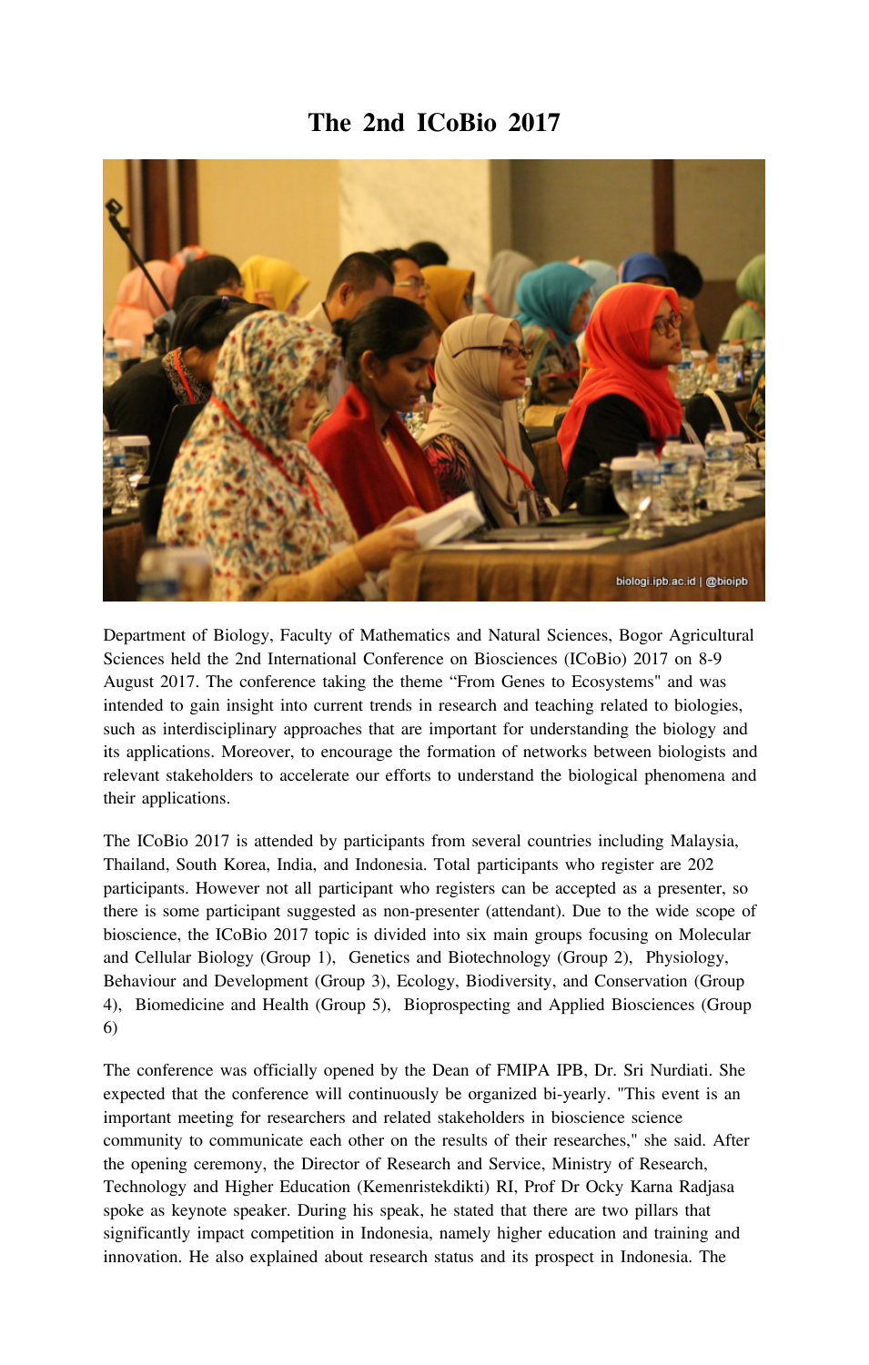# The 2nd ICoBio 2017

Department of Biology, Faculty of Mathematics and Natural Sciences, Bogor Agricultural Sciences held the 2nd International Conference on Biosciences (ICoBio) 2017 on 8-9 August 2017. The conference taking the theme “From Genes to Ecosystems" and was intended to gain insight into current trends in research and teaching related to biologies, such as interdisciplinary approaches that are important for understanding the biology and its applications. Moreover, to encourage the formation of networks between biologists and relevant stakeholders to accelerate our efforts to understand the biological phenomena and their applications.

The ICoBio 2017 is attended by participants from several countries including Malaysia, Thailand, South Korea, India, and Indonesia. Total participants who register are 202 participants. However not all participant who registers can be accepted as a presenter, so there is some participant suggested as non-presenter (attendant). Due to the wide scope of bioscience, the ICoBio 2017 topic is divided into six main groups focusing on Molecular and Cellular Biology (Group 1), Genetics and Biotechnology (Group 2), Physiology, Behaviour and Development (Group 3), Ecology, Biodiversity, and Conservation (Group 4), Biomedicine and Health (Group 5), Bioprospecting and Applied Biosciences (Group 6)

The conference was officially opened by the Dean of FMIPA IPB, Dr. Sri Nurdiati. She expected that the conference will continuously be organized bi-yearly. "This event is an important meeting for researchers and related stakeholders in bioscience science community to communicate each other on the results of their researches," she said. After the opening ceremony, the Director of Research and Service, Ministry of Research, Technology and Higher Education (Kemenristekdikti) RI, Prof Dr Ocky Karna Radjasa spoke as keynote speaker. During his speak, he stated that there are two pillars that significantly impact competition in Indonesia, namely higher education and training and innovation. He also explained about research status and its prospect in Indonesia. The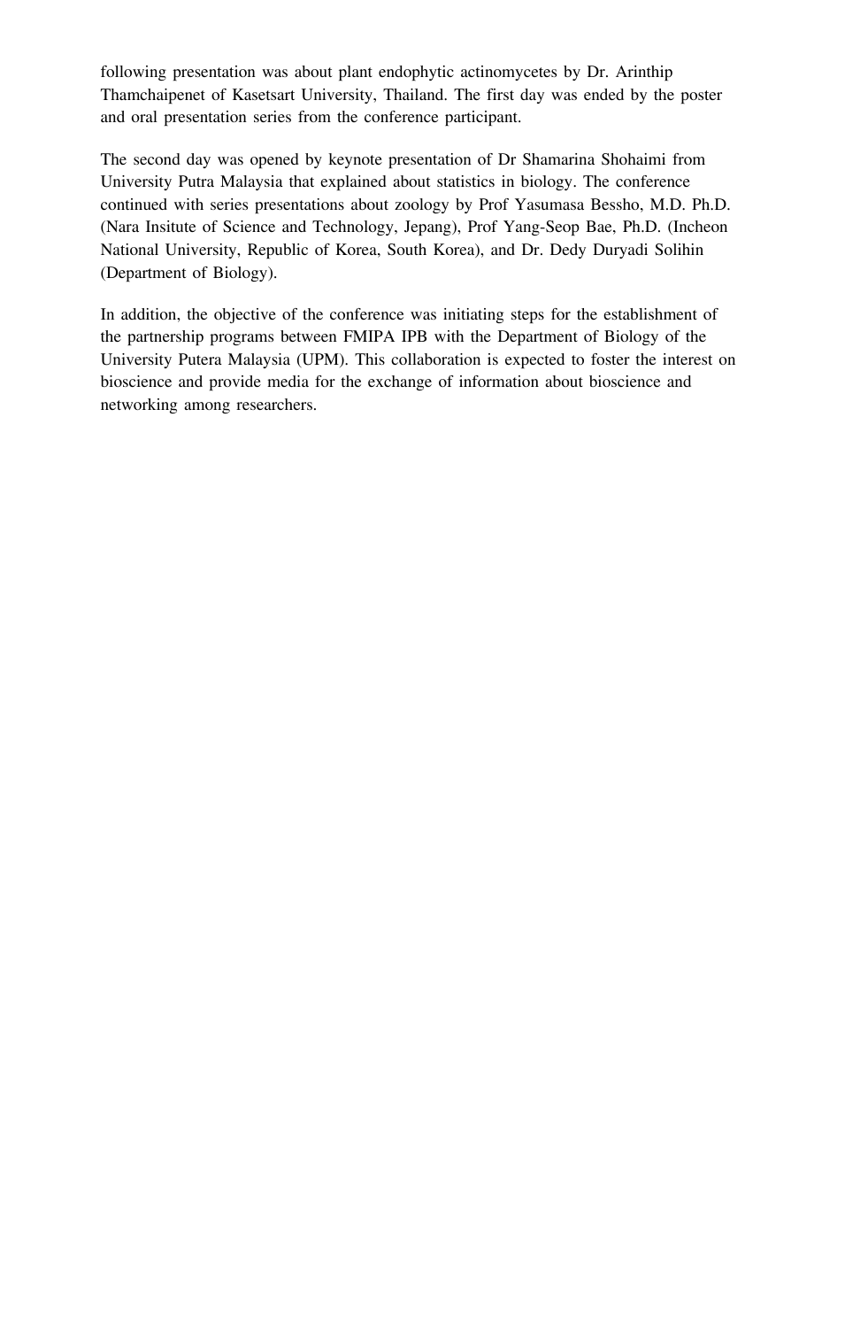following presentation was about plant endophytic actinomycetes by Dr. Arinthip Thamchaipenet of Kasetsart University, Thailand. The first day was ended by the poster and oral presentation series from the conference participant.

The second day was opened by keynote presentation of Dr Shamarina Shohaimi from University Putra Malaysia that explained about statistics in biology. The conference continued with series presentations about zoology by Prof Yasumasa Bessho, M.D. Ph.D. (Nara Insitute of Science and Technology, Jepang), Prof Yang-Seop Bae, Ph.D. (Incheon National University, Republic of Korea, South Korea), and Dr. Dedy Duryadi Solihin (Department of Biology).

In addition, the objective of the conference was initiating steps for the establishment of the partnership programs between FMIPA IPB with the Department of Biology of the University Putera Malaysia (UPM). This collaboration is expected to foster the interest on bioscience and provide media for the exchange of information about bioscience and networking among researchers.